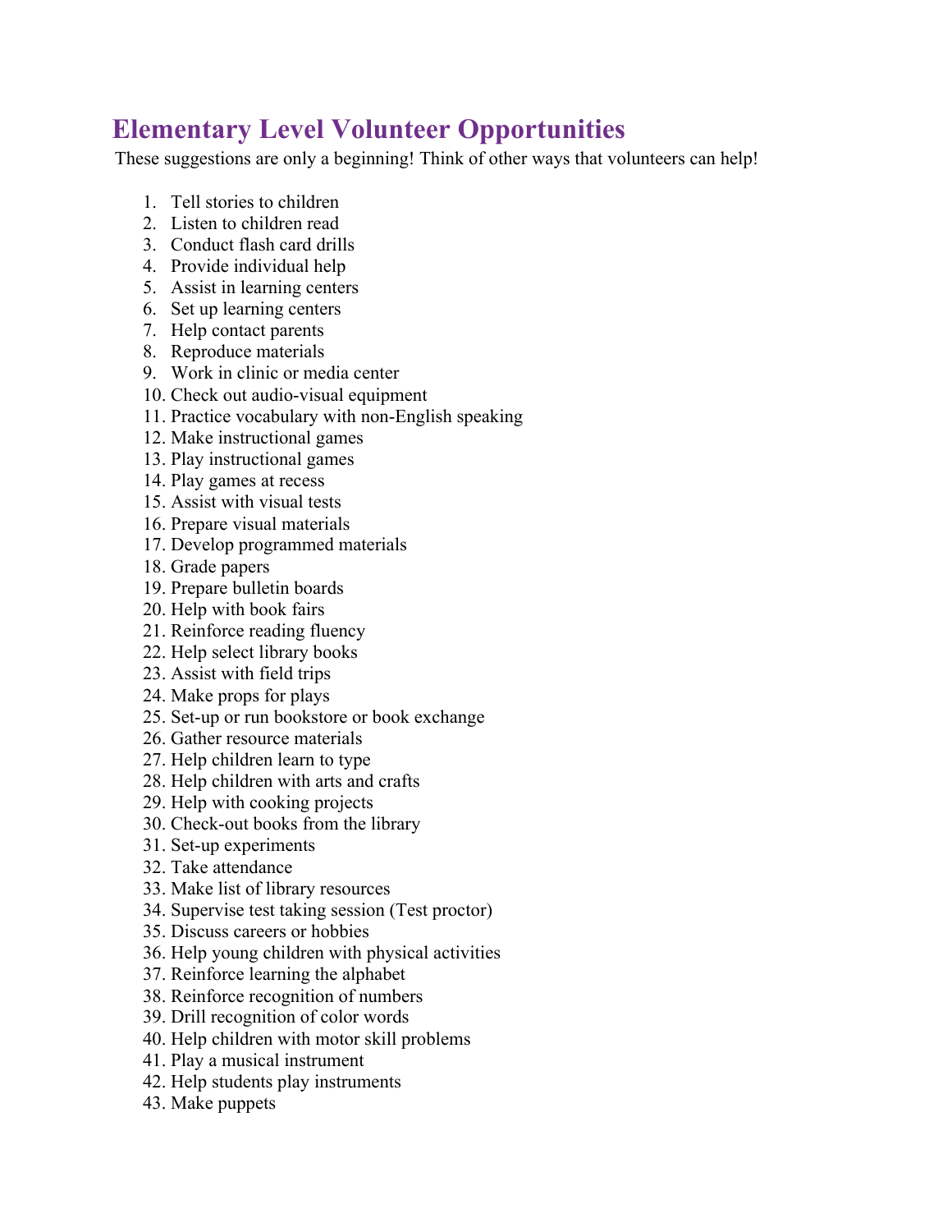# Elementary Level Volunteer Opportunities

These suggestions are only a beginning! Think of other ways that volunteers can help!

1. Tell stories to children
2. Listen to children read
3. Conduct flash card drills
4. Provide individual help
5. Assist in learning centers
6. Set up learning centers
7. Help contact parents
8. Reproduce materials
9. Work in clinic or media center
10. Check out audio-visual equipment
11. Practice vocabulary with non-English speaking
12. Make instructional games
13. Play instructional games
14. Play games at recess
15. Assist with visual tests
16. Prepare visual materials
17. Develop programmed materials
18. Grade papers
19. Prepare bulletin boards
20. Help with book fairs
21. Reinforce reading fluency
22. Help select library books
23. Assist with field trips
24. Make props for plays
25. Set-up or run bookstore or book exchange
26. Gather resource materials
27. Help children learn to type
28. Help children with arts and crafts
29. Help with cooking projects
30. Check-out books from the library
31. Set-up experiments
32. Take attendance
33. Make list of library resources
34. Supervise test taking session (Test proctor)
35. Discuss careers or hobbies
36. Help young children with physical activities
37. Reinforce learning the alphabet
38. Reinforce recognition of numbers
39. Drill recognition of color words
40. Help children with motor skill problems
41. Play a musical instrument
42. Help students play instruments
43. Make puppets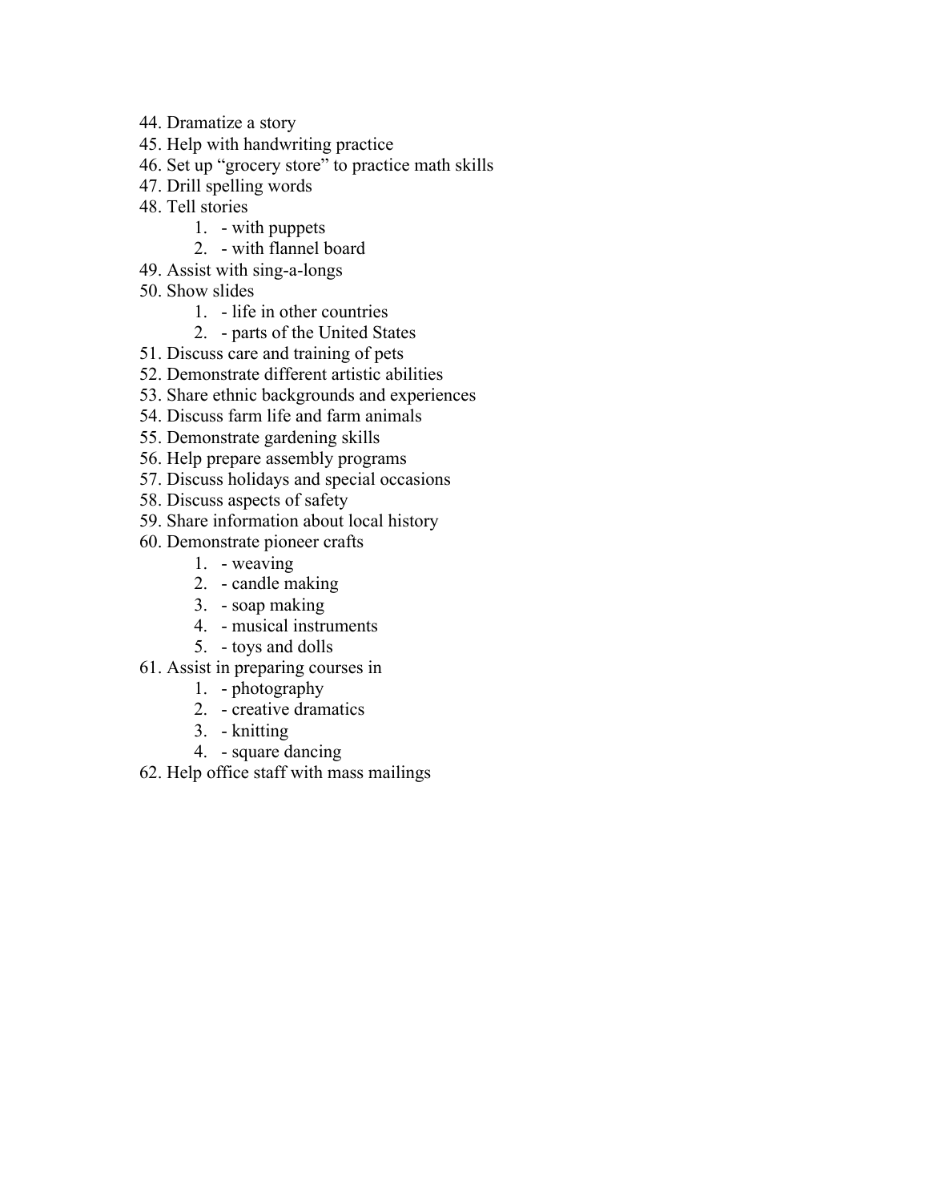44. Dramatize a story
45. Help with handwriting practice
46. Set up "grocery store" to practice math skills
47. Drill spelling words
48. Tell stories
    1. - with puppets
    2. - with flannel board
49. Assist with sing-a-longs
50. Show slides
    1. - life in other countries
    2. - parts of the United States
51. Discuss care and training of pets
52. Demonstrate different artistic abilities
53. Share ethnic backgrounds and experiences
54. Discuss farm life and farm animals
55. Demonstrate gardening skills
56. Help prepare assembly programs
57. Discuss holidays and special occasions
58. Discuss aspects of safety
59. Share information about local history
60. Demonstrate pioneer crafts
    1. - weaving
    2. - candle making
    3. - soap making
    4. - musical instruments
    5. - toys and dolls
61. Assist in preparing courses in
    1. - photography
    2. - creative dramatics
    3. - knitting
    4. - square dancing
62. Help office staff with mass mailings